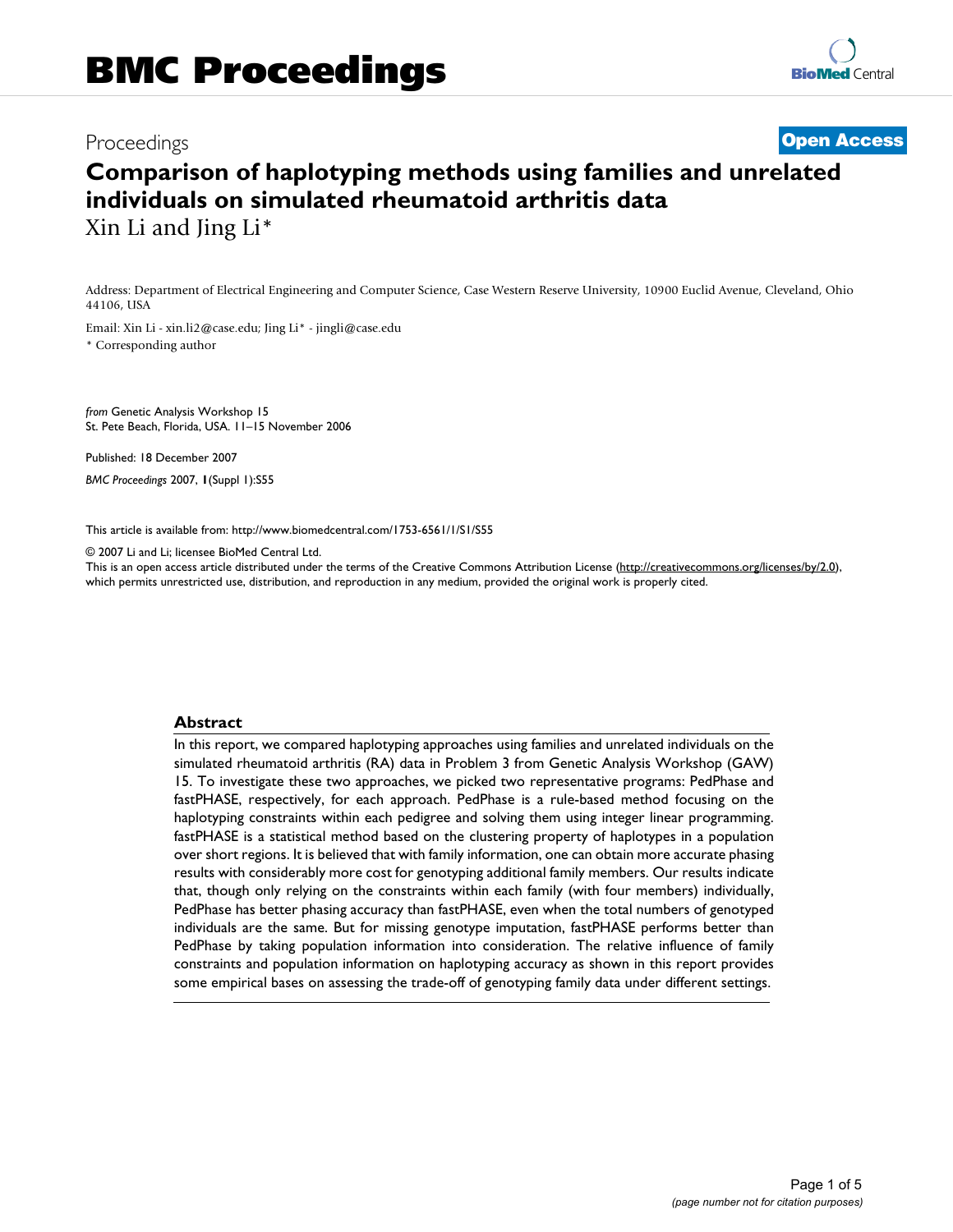# BMC Proceedings

Proceedings

**Open Access**

# Comparison of haplotyping methods using families and unrelated individuals on simulated rheumatoid arthritis data

Xin Li and Jing Li*

Address: Department of Electrical Engineering and Computer Science, Case Western Reserve University, 10900 Euclid Avenue, Cleveland, Ohio 44106, USA

Email: Xin Li - xin.li2@case.edu; Jing Li* - jingli@case.edu

* Corresponding author

*from* Genetic Analysis Workshop 15
St. Pete Beach, Florida, USA. 11–15 November 2006

Published: 18 December 2007

*BMC Proceedings* 2007, **1**(Suppl 1):S55

This article is available from: http://www.biomedcentral.com/1753-6561/1/S1/S55

© 2007 Li and Li; licensee BioMed Central Ltd.
This is an open access article distributed under the terms of the Creative Commons Attribution License (http://creativecommons.org/licenses/by/2.0), which permits unrestricted use, distribution, and reproduction in any medium, provided the original work is properly cited.

## Abstract

In this report, we compared haplotyping approaches using families and unrelated individuals on the simulated rheumatoid arthritis (RA) data in Problem 3 from Genetic Analysis Workshop (GAW) 15. To investigate these two approaches, we picked two representative programs: PedPhase and fastPHASE, respectively, for each approach. PedPhase is a rule-based method focusing on the haplotyping constraints within each pedigree and solving them using integer linear programming. fastPHASE is a statistical method based on the clustering property of haplotypes in a population over short regions. It is believed that with family information, one can obtain more accurate phasing results with considerably more cost for genotyping additional family members. Our results indicate that, though only relying on the constraints within each family (with four members) individually, PedPhase has better phasing accuracy than fastPHASE, even when the total numbers of genotyped individuals are the same. But for missing genotype imputation, fastPHASE performs better than PedPhase by taking population information into consideration. The relative influence of family constraints and population information on haplotyping accuracy as shown in this report provides some empirical bases on assessing the trade-off of genotyping family data under different settings.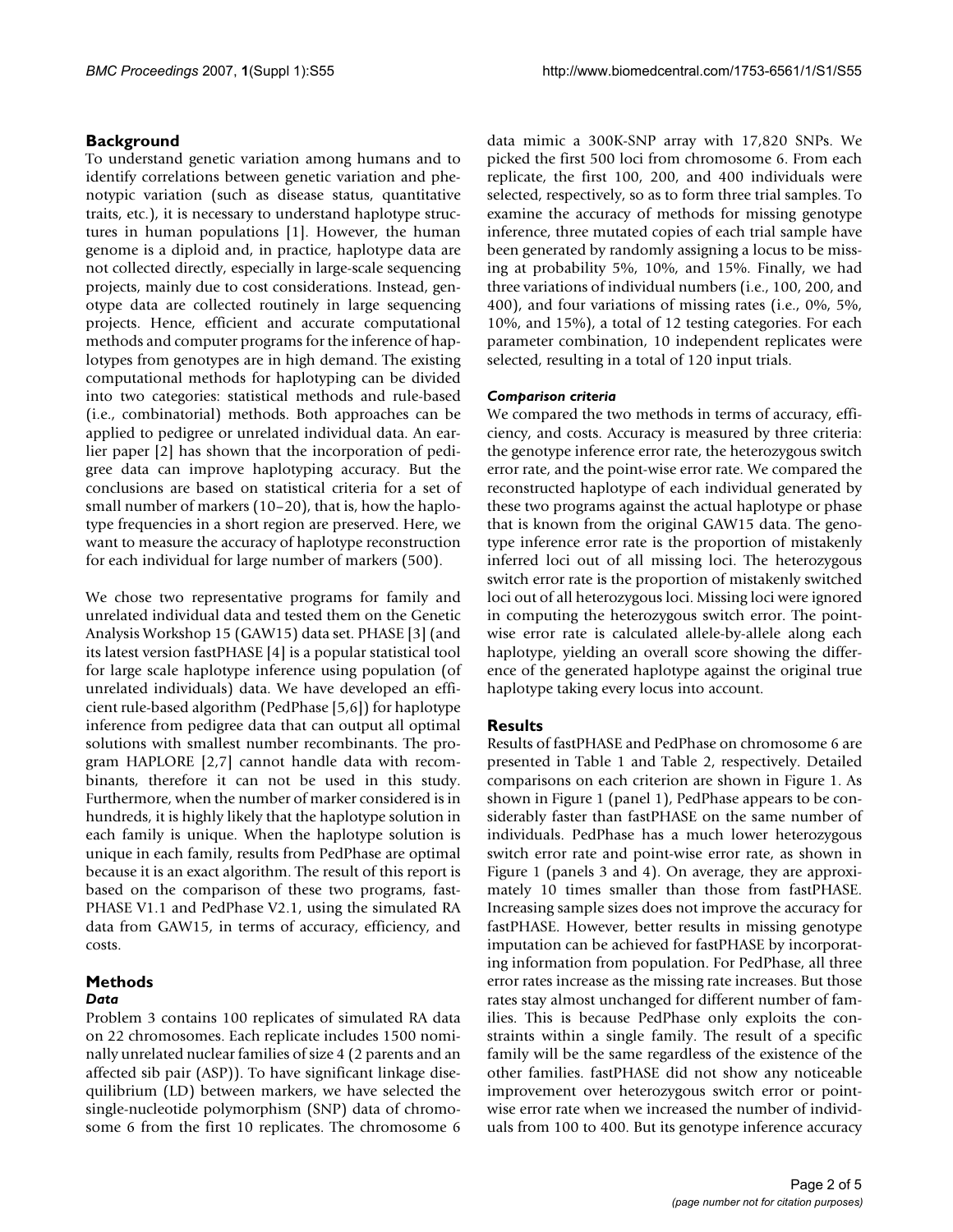## Background

To understand genetic variation among humans and to identify correlations between genetic variation and phenotypic variation (such as disease status, quantitative traits, etc.), it is necessary to understand haplotype structures in human populations [1]. However, the human genome is a diploid and, in practice, haplotype data are not collected directly, especially in large-scale sequencing projects, mainly due to cost considerations. Instead, genotype data are collected routinely in large sequencing projects. Hence, efficient and accurate computational methods and computer programs for the inference of haplotypes from genotypes are in high demand. The existing computational methods for haplotyping can be divided into two categories: statistical methods and rule-based (i.e., combinatorial) methods. Both approaches can be applied to pedigree or unrelated individual data. An earlier paper [2] has shown that the incorporation of pedigree data can improve haplotyping accuracy. But the conclusions are based on statistical criteria for a set of small number of markers (10–20), that is, how the haplotype frequencies in a short region are preserved. Here, we want to measure the accuracy of haplotype reconstruction for each individual for large number of markers (500).

We chose two representative programs for family and unrelated individual data and tested them on the Genetic Analysis Workshop 15 (GAW15) data set. PHASE [3] (and its latest version fastPHASE [4] is a popular statistical tool for large scale haplotype inference using population (of unrelated individuals) data. We have developed an efficient rule-based algorithm (PedPhase [5,6]) for haplotype inference from pedigree data that can output all optimal solutions with smallest number recombinants. The program HAPLORE [2,7] cannot handle data with recombinants, therefore it can not be used in this study. Furthermore, when the number of marker considered is in hundreds, it is highly likely that the haplotype solution in each family is unique. When the haplotype solution is unique in each family, results from PedPhase are optimal because it is an exact algorithm. The result of this report is based on the comparison of these two programs, fastPHASE V1.1 and PedPhase V2.1, using the simulated RA data from GAW15, in terms of accuracy, efficiency, and costs.

## Methods

### Data

Problem 3 contains 100 replicates of simulated RA data on 22 chromosomes. Each replicate includes 1500 nominally unrelated nuclear families of size 4 (2 parents and an affected sib pair (ASP)). To have significant linkage disequilibrium (LD) between markers, we have selected the single-nucleotide polymorphism (SNP) data of chromosome 6 from the first 10 replicates. The chromosome 6 data mimic a 300K-SNP array with 17,820 SNPs. We picked the first 500 loci from chromosome 6. From each replicate, the first 100, 200, and 400 individuals were selected, respectively, so as to form three trial samples. To examine the accuracy of methods for missing genotype inference, three mutated copies of each trial sample have been generated by randomly assigning a locus to be missing at probability 5%, 10%, and 15%. Finally, we had three variations of individual numbers (i.e., 100, 200, and 400), and four variations of missing rates (i.e., 0%, 5%, 10%, and 15%), a total of 12 testing categories. For each parameter combination, 10 independent replicates were selected, resulting in a total of 120 input trials.

### Comparison criteria

We compared the two methods in terms of accuracy, efficiency, and costs. Accuracy is measured by three criteria: the genotype inference error rate, the heterozygous switch error rate, and the point-wise error rate. We compared the reconstructed haplotype of each individual generated by these two programs against the actual haplotype or phase that is known from the original GAW15 data. The genotype inference error rate is the proportion of mistakenly inferred loci out of all missing loci. The heterozygous switch error rate is the proportion of mistakenly switched loci out of all heterozygous loci. Missing loci were ignored in computing the heterozygous switch error. The point-wise error rate is calculated allele-by-allele along each haplotype, yielding an overall score showing the difference of the generated haplotype against the original true haplotype taking every locus into account.

## Results

Results of fastPHASE and PedPhase on chromosome 6 are presented in Table 1 and Table 2, respectively. Detailed comparisons on each criterion are shown in Figure 1. As shown in Figure 1 (panel 1), PedPhase appears to be considerably faster than fastPHASE on the same number of individuals. PedPhase has a much lower heterozygous switch error rate and point-wise error rate, as shown in Figure 1 (panels 3 and 4). On average, they are approximately 10 times smaller than those from fastPHASE. Increasing sample sizes does not improve the accuracy for fastPHASE. However, better results in missing genotype imputation can be achieved for fastPHASE by incorporating information from population. For PedPhase, all three error rates increase as the missing rate increases. But those rates stay almost unchanged for different number of families. This is because PedPhase only exploits the constraints within a single family. The result of a specific family will be the same regardless of the existence of the other families. fastPHASE did not show any noticeable improvement over heterozygous switch error or point-wise error rate when we increased the number of individuals from 100 to 400. But its genotype inference accuracy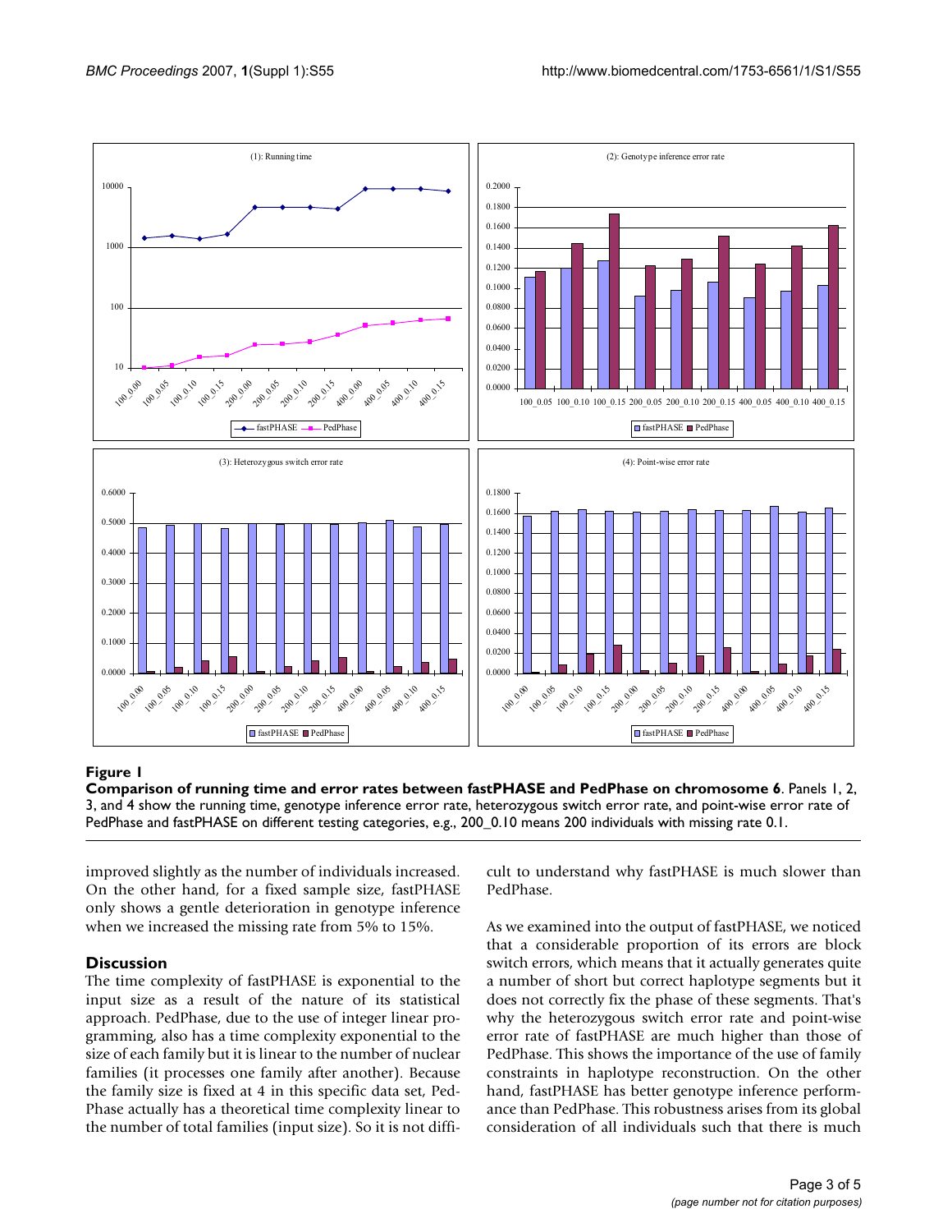**Figure 1**

**Comparison of running time and error rates between fastPHASE and PedPhase on chromosome 6**. Panels 1, 2, 3, and 4 show the running time, genotype inference error rate, heterozygous switch error rate, and point-wise error rate of PedPhase and fastPHASE on different testing categories, e.g., 200_0.10 means 200 individuals with missing rate 0.1.

improved slightly as the number of individuals increased. On the other hand, for a fixed sample size, fastPHASE only shows a gentle deterioration in genotype inference when we increased the missing rate from 5% to 15%.

## Discussion

The time complexity of fastPHASE is exponential to the input size as a result of the nature of its statistical approach. PedPhase, due to the use of integer linear programming, also has a time complexity exponential to the size of each family but it is linear to the number of nuclear families (it processes one family after another). Because the family size is fixed at 4 in this specific data set, PedPhase actually has a theoretical time complexity linear to the number of total families (input size). So it is not difficult to understand why fastPHASE is much slower than PedPhase.

As we examined into the output of fastPHASE, we noticed that a considerable proportion of its errors are block switch errors, which means that it actually generates quite a number of short but correct haplotype segments but it does not correctly fix the phase of these segments. That's why the heterozygous switch error rate and point-wise error rate of fastPHASE are much higher than those of PedPhase. This shows the importance of the use of family constraints in haplotype reconstruction. On the other hand, fastPHASE has better genotype inference performance than PedPhase. This robustness arises from its global consideration of all individuals such that there is much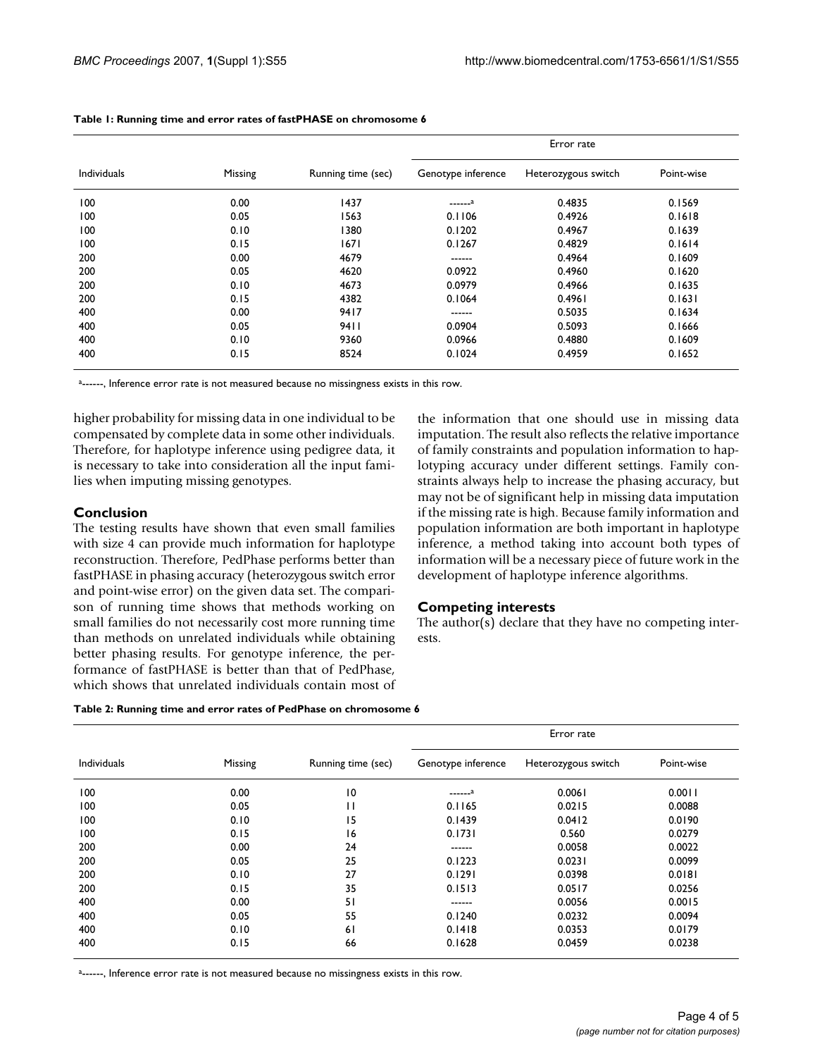**Table 1: Running time and error rates of fastPHASE on chromosome 6**

| Individuals | Missing | Running time (sec) | Error rate | | |
|---|---|---|---|---|---|
| | | | Genotype inference | Heterozygous switch | Point-wise |
| 100 | 0.00 | 1437 | ------[a] | 0.4835 | 0.1569 |
| 100 | 0.05 | 1563 | 0.1106 | 0.4926 | 0.1618 |
| 100 | 0.10 | 1380 | 0.1202 | 0.4967 | 0.1639 |
| 100 | 0.15 | 1671 | 0.1267 | 0.4829 | 0.1614 |
| 200 | 0.00 | 4679 | ------ | 0.4964 | 0.1609 |
| 200 | 0.05 | 4620 | 0.0922 | 0.4960 | 0.1620 |
| 200 | 0.10 | 4673 | 0.0979 | 0.4966 | 0.1635 |
| 200 | 0.15 | 4382 | 0.1064 | 0.4961 | 0.1631 |
| 400 | 0.00 | 9417 | ------ | 0.5035 | 0.1634 |
| 400 | 0.05 | 9411 | 0.0904 | 0.5093 | 0.1666 |
| 400 | 0.10 | 9360 | 0.0966 | 0.4880 | 0.1609 |
| 400 | 0.15 | 8524 | 0.1024 | 0.4959 | 0.1652 |

[a]------, Inference error rate is not measured because no missingness exists in this row.

higher probability for missing data in one individual to be compensated by complete data in some other individuals. Therefore, for haplotype inference using pedigree data, it is necessary to take into consideration all the input families when imputing missing genotypes.

## Conclusion

The testing results have shown that even small families with size 4 can provide much information for haplotype reconstruction. Therefore, PedPhase performs better than fastPHASE in phasing accuracy (heterozygous switch error and point-wise error) on the given data set. The comparison of running time shows that methods working on small families do not necessarily cost more running time than methods on unrelated individuals while obtaining better phasing results. For genotype inference, the performance of fastPHASE is better than that of PedPhase, which shows that unrelated individuals contain most of the information that one should use in missing data imputation. The result also reflects the relative importance of family constraints and population information to haplotyping accuracy under different settings. Family constraints always help to increase the phasing accuracy, but may not be of significant help in missing data imputation if the missing rate is high. Because family information and population information are both important in haplotype inference, a method taking into account both types of information will be a necessary piece of future work in the development of haplotype inference algorithms.

## Competing interests

The author(s) declare that they have no competing interests.

**Table 2: Running time and error rates of PedPhase on chromosome 6**

| Individuals | Missing | Running time (sec) | Error rate | | |
|---|---|---|---|---|---|
| | | | Genotype inference | Heterozygous switch | Point-wise |
| 100 | 0.00 | 10 | ------[a] | 0.0061 | 0.0011 |
| 100 | 0.05 | 11 | 0.1165 | 0.0215 | 0.0088 |
| 100 | 0.10 | 15 | 0.1439 | 0.0412 | 0.0190 |
| 100 | 0.15 | 16 | 0.1731 | 0.560 | 0.0279 |
| 200 | 0.00 | 24 | ------ | 0.0058 | 0.0022 |
| 200 | 0.05 | 25 | 0.1223 | 0.0231 | 0.0099 |
| 200 | 0.10 | 27 | 0.1291 | 0.0398 | 0.0181 |
| 200 | 0.15 | 35 | 0.1513 | 0.0517 | 0.0256 |
| 400 | 0.00 | 51 | ------ | 0.0056 | 0.0015 |
| 400 | 0.05 | 55 | 0.1240 | 0.0232 | 0.0094 |
| 400 | 0.10 | 61 | 0.1418 | 0.0353 | 0.0179 |
| 400 | 0.15 | 66 | 0.1628 | 0.0459 | 0.0238 |

[a]------, Inference error rate is not measured because no missingness exists in this row.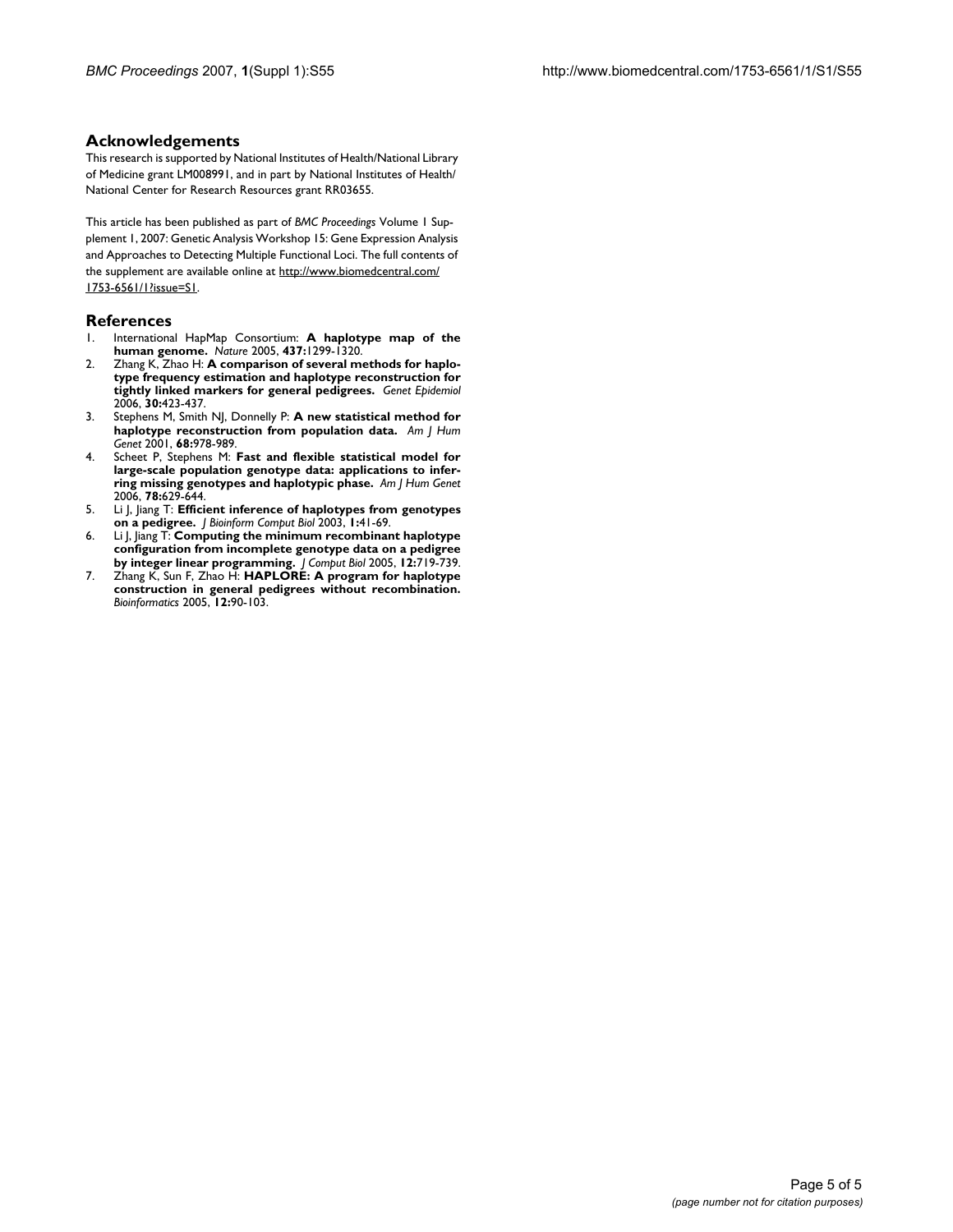## Acknowledgements

This research is supported by National Institutes of Health/National Library of Medicine grant LM008991, and in part by National Institutes of Health/ National Center for Research Resources grant RR03655.

This article has been published as part of *BMC Proceedings* Volume 1 Supplement 1, 2007: Genetic Analysis Workshop 15: Gene Expression Analysis and Approaches to Detecting Multiple Functional Loci. The full contents of the supplement are available online at http://www.biomedcentral.com/1753-6561/1?issue=S1.

## References

1. International HapMap Consortium: **A haplotype map of the human genome.** *Nature* 2005, **437:**1299-1320.
2. Zhang K, Zhao H: **A comparison of several methods for haplotype frequency estimation and haplotype reconstruction for tightly linked markers for general pedigrees.** *Genet Epidemiol* 2006, **30:**423-437.
3. Stephens M, Smith NJ, Donnelly P: **A new statistical method for haplotype reconstruction from population data.** *Am J Hum Genet* 2001, **68:**978-989.
4. Scheet P, Stephens M: **Fast and flexible statistical model for large-scale population genotype data: applications to inferring missing genotypes and haplotypic phase.** *Am J Hum Genet* 2006, **78:**629-644.
5. Li J, Jiang T: **Efficient inference of haplotypes from genotypes on a pedigree.** *J Bioinform Comput Biol* 2003, **1:**41-69.
6. Li J, Jiang T: **Computing the minimum recombinant haplotype configuration from incomplete genotype data on a pedigree by integer linear programming.** *J Comput Biol* 2005, **12:**719-739.
7. Zhang K, Sun F, Zhao H: **HAPLORE: A program for haplotype construction in general pedigrees without recombination.** *Bioinformatics* 2005, **12:**90-103.